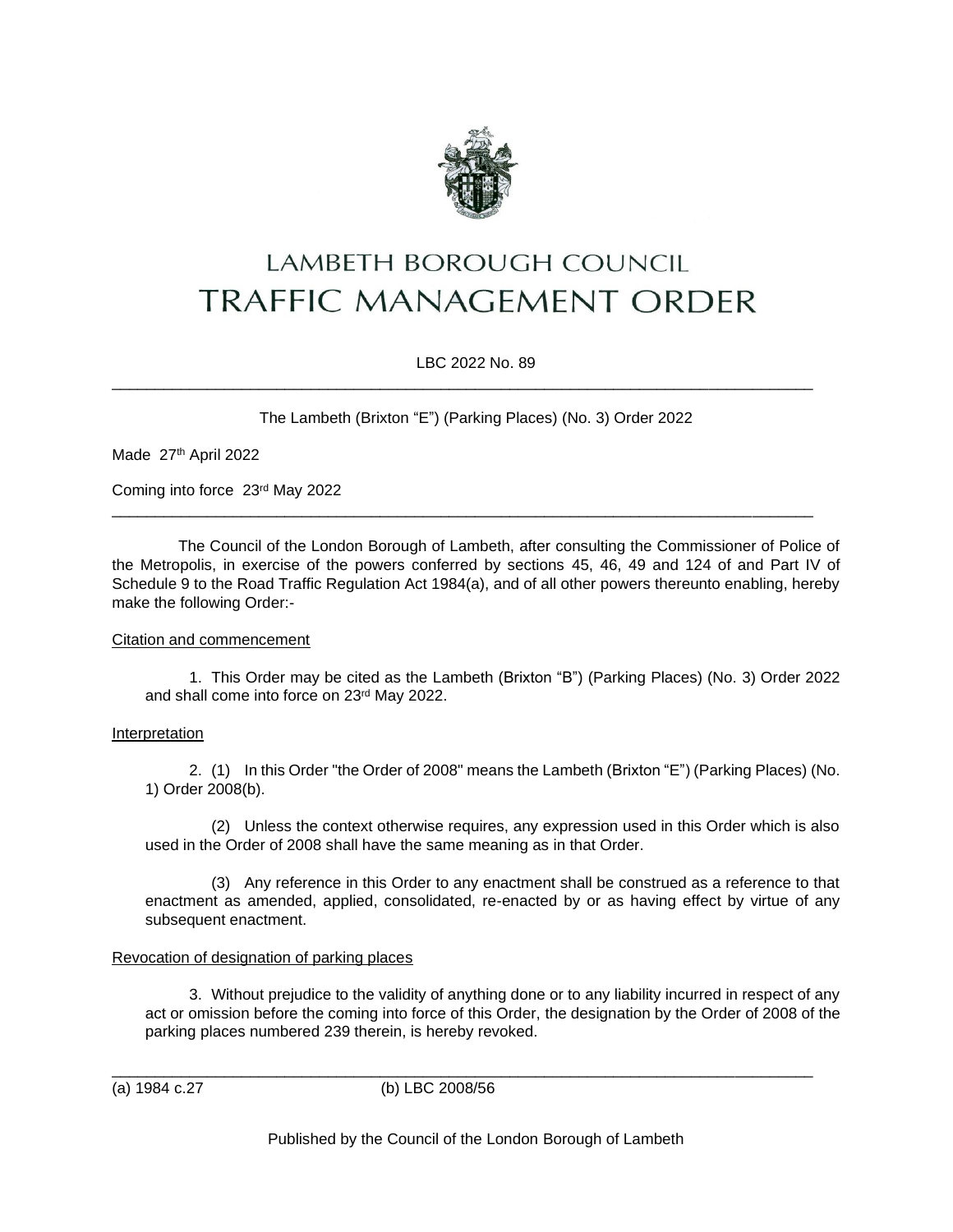# LAMBETH BOROUGH COUNCIL

# TRAFFIC MANAGEMENT ORDER

LBC 2022 No. 89

---

The Lambeth (Brixton "E") (Parking Places) (No. 3) Order 2022

Made 27th April 2022

Coming into force 23rd May 2022

---

The Council of the London Borough of Lambeth, after consulting the Commissioner of Police of the Metropolis, in exercise of the powers conferred by sections 45, 46, 49 and 124 of and Part IV of Schedule 9 to the Road Traffic Regulation Act 1984(a), and of all other powers thereunto enabling, hereby make the following Order:-

Citation and commencement

1. This Order may be cited as the Lambeth (Brixton "B") (Parking Places) (No. 3) Order 2022 and shall come into force on 23rd May 2022.

Interpretation

2. (1) In this Order "the Order of 2008" means the Lambeth (Brixton "E") (Parking Places) (No. 1) Order 2008(b).

(2) Unless the context otherwise requires, any expression used in this Order which is also used in the Order of 2008 shall have the same meaning as in that Order.

(3) Any reference in this Order to any enactment shall be construed as a reference to that enactment as amended, applied, consolidated, re-enacted by or as having effect by virtue of any subsequent enactment.

Revocation of designation of parking places

3. Without prejudice to the validity of anything done or to any liability incurred in respect of any act or omission before the coming into force of this Order, the designation by the Order of 2008 of the parking places numbered 239 therein, is hereby revoked.

---

(a) 1984 c.27 (b) LBC 2008/56

Published by the Council of the London Borough of Lambeth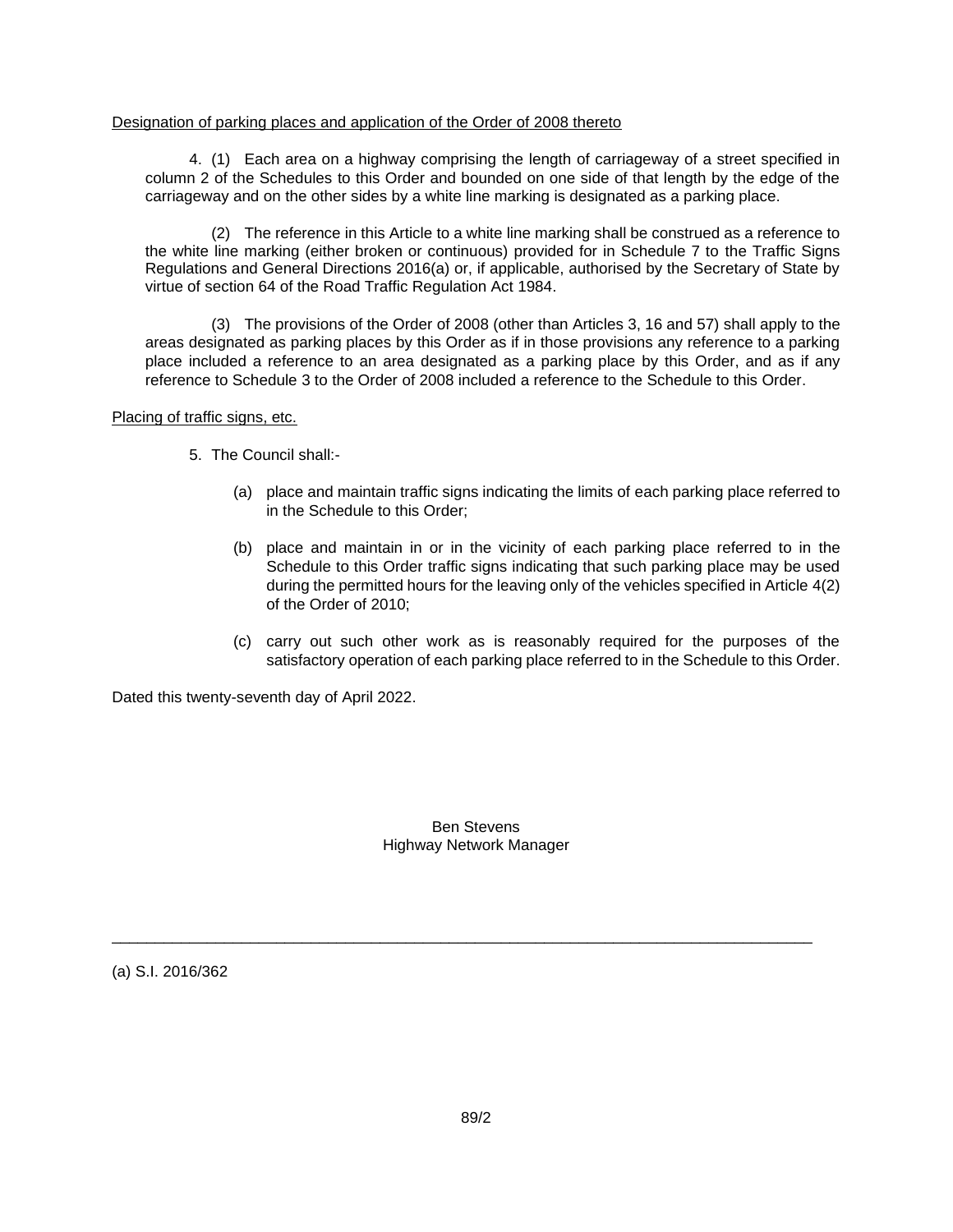Designation of parking places and application of the Order of 2008 thereto

4. (1) Each area on a highway comprising the length of carriageway of a street specified in column 2 of the Schedules to this Order and bounded on one side of that length by the edge of the carriageway and on the other sides by a white line marking is designated as a parking place.

(2) The reference in this Article to a white line marking shall be construed as a reference to the white line marking (either broken or continuous) provided for in Schedule 7 to the Traffic Signs Regulations and General Directions 2016(a) or, if applicable, authorised by the Secretary of State by virtue of section 64 of the Road Traffic Regulation Act 1984.

(3) The provisions of the Order of 2008 (other than Articles 3, 16 and 57) shall apply to the areas designated as parking places by this Order as if in those provisions any reference to a parking place included a reference to an area designated as a parking place by this Order, and as if any reference to Schedule 3 to the Order of 2008 included a reference to the Schedule to this Order.

Placing of traffic signs, etc.

5. The Council shall:-

(a) place and maintain traffic signs indicating the limits of each parking place referred to in the Schedule to this Order;

(b) place and maintain in or in the vicinity of each parking place referred to in the Schedule to this Order traffic signs indicating that such parking place may be used during the permitted hours for the leaving only of the vehicles specified in Article 4(2) of the Order of 2010;

(c) carry out such other work as is reasonably required for the purposes of the satisfactory operation of each parking place referred to in the Schedule to this Order.

Dated this twenty-seventh day of April 2022.

Ben Stevens
Highway Network Manager

---

(a) S.I. 2016/362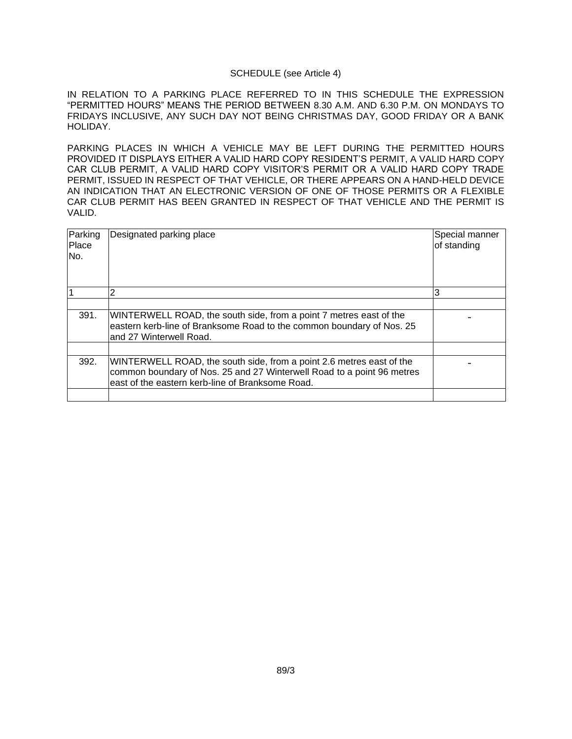SCHEDULE (see Article 4)

IN RELATION TO A PARKING PLACE REFERRED TO IN THIS SCHEDULE THE EXPRESSION "PERMITTED HOURS" MEANS THE PERIOD BETWEEN 8.30 A.M. AND 6.30 P.M. ON MONDAYS TO FRIDAYS INCLUSIVE, ANY SUCH DAY NOT BEING CHRISTMAS DAY, GOOD FRIDAY OR A BANK HOLIDAY.

PARKING PLACES IN WHICH A VEHICLE MAY BE LEFT DURING THE PERMITTED HOURS PROVIDED IT DISPLAYS EITHER A VALID HARD COPY RESIDENT'S PERMIT, A VALID HARD COPY CAR CLUB PERMIT, A VALID HARD COPY VISITOR'S PERMIT OR A VALID HARD COPY TRADE PERMIT, ISSUED IN RESPECT OF THAT VEHICLE, OR THERE APPEARS ON A HAND-HELD DEVICE AN INDICATION THAT AN ELECTRONIC VERSION OF ONE OF THOSE PERMITS OR A FLEXIBLE CAR CLUB PERMIT HAS BEEN GRANTED IN RESPECT OF THAT VEHICLE AND THE PERMIT IS VALID.

| Parking Place No. | Designated parking place | Special manner of standing |
|---|---|---|
| 1 | 2 | 3 |
| | | |
| 391. | WINTERWELL ROAD, the south side, from a point 7 metres east of the eastern kerb-line of Branksome Road to the common boundary of Nos. 25 and 27 Winterwell Road. | - |
| | | |
| 392. | WINTERWELL ROAD, the south side, from a point 2.6 metres east of the common boundary of Nos. 25 and 27 Winterwell Road to a point 96 metres east of the eastern kerb-line of Branksome Road. | - |
| | | |